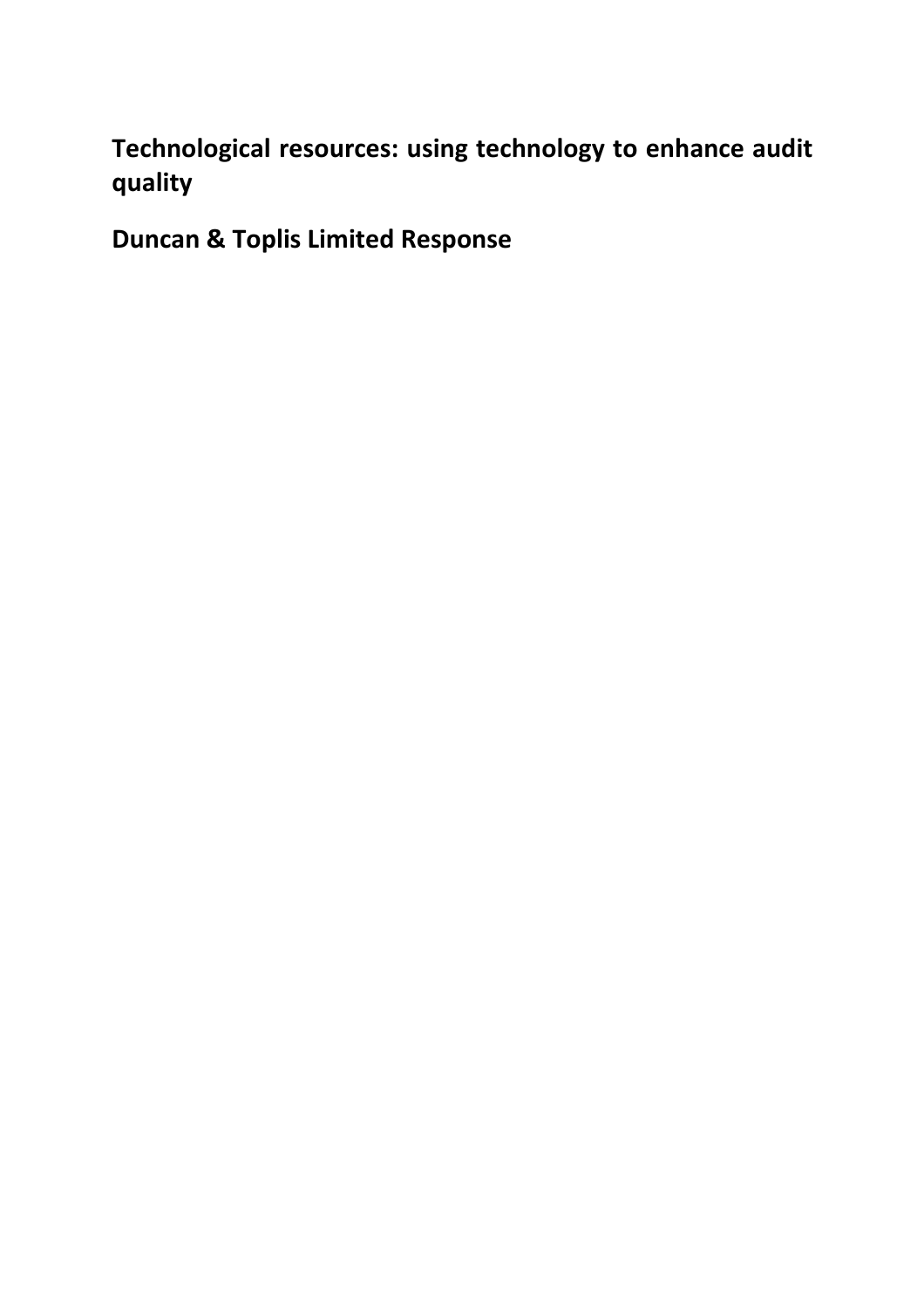# Technological resources: using technology to enhance audit quality

## Duncan & Toplis Limited Response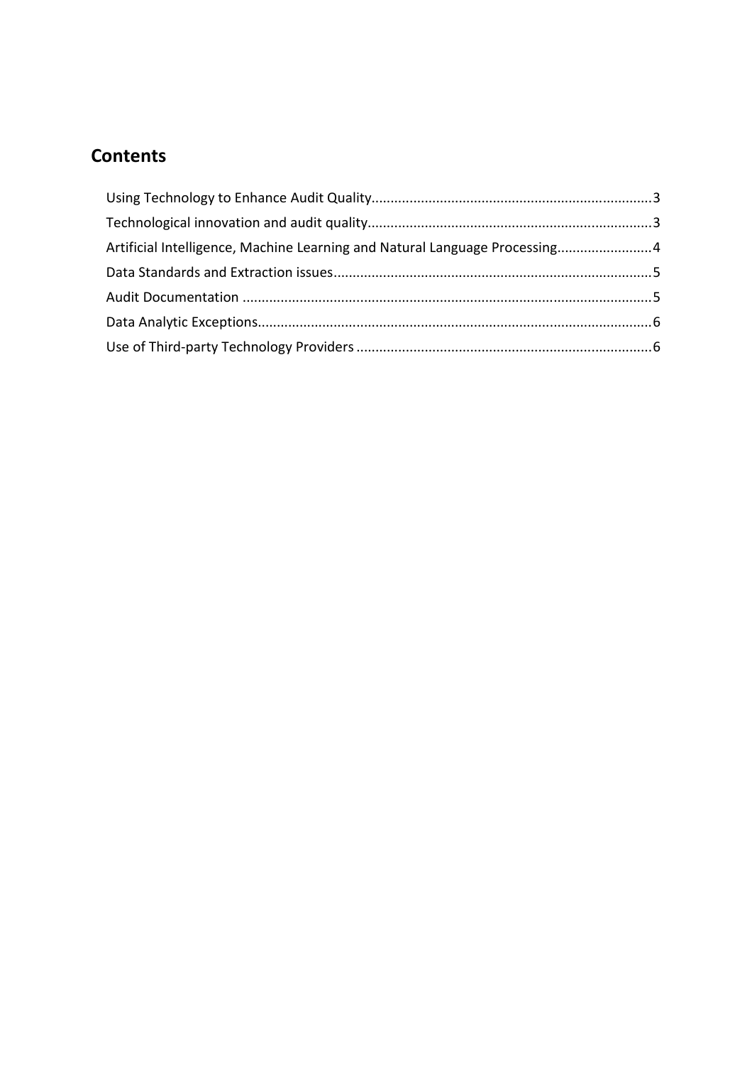## Contents

Using Technology to Enhance Audit Quality......................................................................3

Technological innovation and audit quality.......................................................................3

Artificial Intelligence, Machine Learning and Natural Language Processing........................4

Data Standards and Extraction issues................................................................................5

Audit Documentation ........................................................................................................5

Data Analytic Exceptions....................................................................................................6

Use of Third-party Technology Providers ..........................................................................6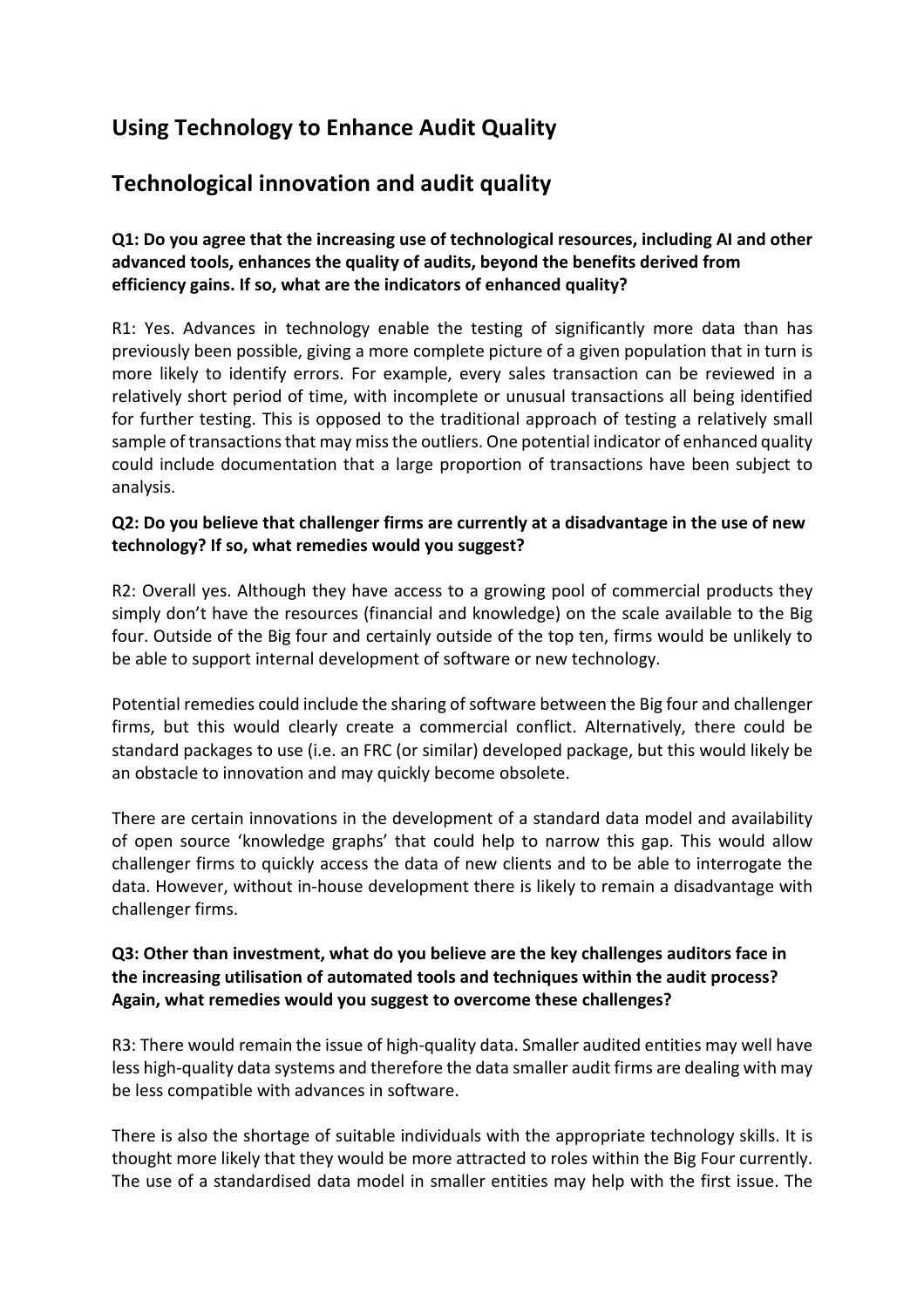## Using Technology to Enhance Audit Quality

## Technological innovation and audit quality

**Q1: Do you agree that the increasing use of technological resources, including AI and other advanced tools, enhances the quality of audits, beyond the benefits derived from efficiency gains. If so, what are the indicators of enhanced quality?**

R1: Yes. Advances in technology enable the testing of significantly more data than has previously been possible, giving a more complete picture of a given population that in turn is more likely to identify errors. For example, every sales transaction can be reviewed in a relatively short period of time, with incomplete or unusual transactions all being identified for further testing. This is opposed to the traditional approach of testing a relatively small sample of transactions that may miss the outliers. One potential indicator of enhanced quality could include documentation that a large proportion of transactions have been subject to analysis.

**Q2: Do you believe that challenger firms are currently at a disadvantage in the use of new technology? If so, what remedies would you suggest?**

R2: Overall yes. Although they have access to a growing pool of commercial products they simply don't have the resources (financial and knowledge) on the scale available to the Big four. Outside of the Big four and certainly outside of the top ten, firms would be unlikely to be able to support internal development of software or new technology.

Potential remedies could include the sharing of software between the Big four and challenger firms, but this would clearly create a commercial conflict. Alternatively, there could be standard packages to use (i.e. an FRC (or similar) developed package, but this would likely be an obstacle to innovation and may quickly become obsolete.

There are certain innovations in the development of a standard data model and availability of open source 'knowledge graphs' that could help to narrow this gap. This would allow challenger firms to quickly access the data of new clients and to be able to interrogate the data. However, without in-house development there is likely to remain a disadvantage with challenger firms.

**Q3: Other than investment, what do you believe are the key challenges auditors face in the increasing utilisation of automated tools and techniques within the audit process? Again, what remedies would you suggest to overcome these challenges?**

R3: There would remain the issue of high-quality data. Smaller audited entities may well have less high-quality data systems and therefore the data smaller audit firms are dealing with may be less compatible with advances in software.

There is also the shortage of suitable individuals with the appropriate technology skills. It is thought more likely that they would be more attracted to roles within the Big Four currently. The use of a standardised data model in smaller entities may help with the first issue. The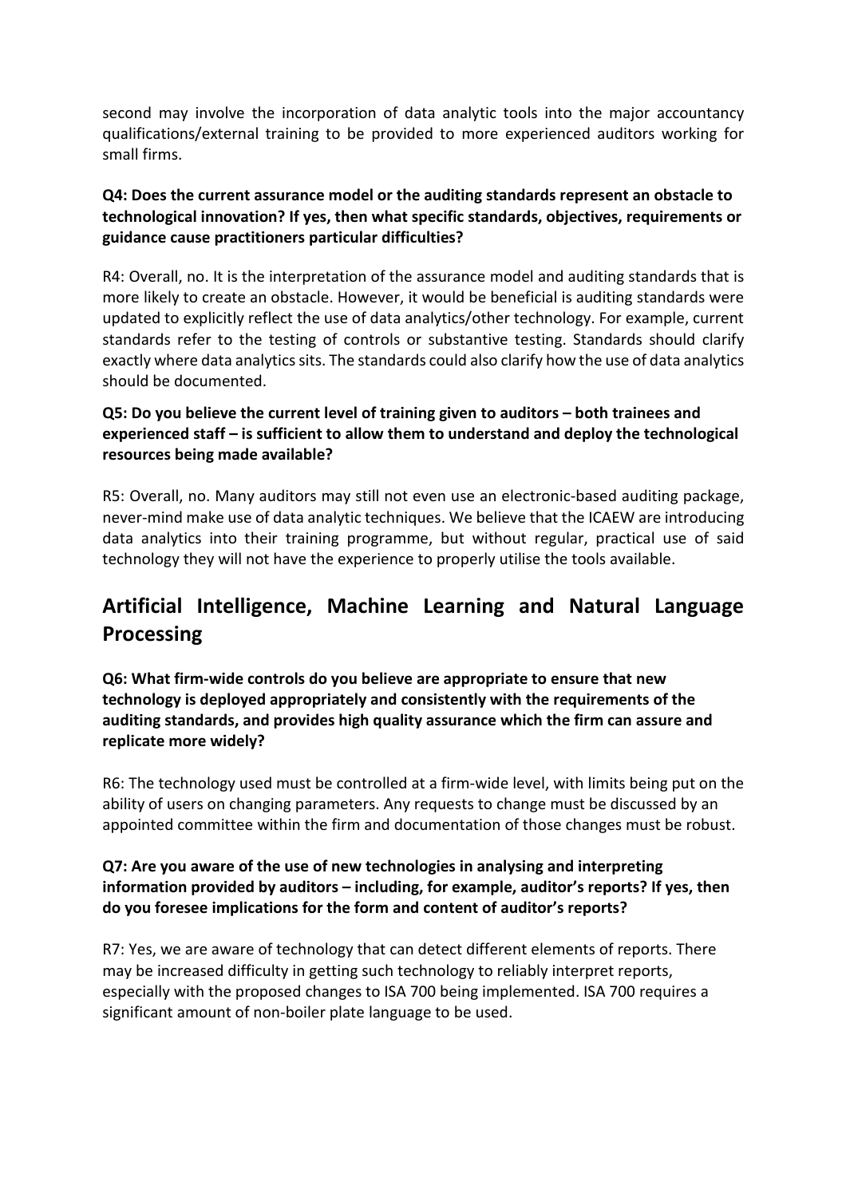second may involve the incorporation of data analytic tools into the major accountancy qualifications/external training to be provided to more experienced auditors working for small firms.

**Q4: Does the current assurance model or the auditing standards represent an obstacle to technological innovation? If yes, then what specific standards, objectives, requirements or guidance cause practitioners particular difficulties?**

R4: Overall, no. It is the interpretation of the assurance model and auditing standards that is more likely to create an obstacle. However, it would be beneficial is auditing standards were updated to explicitly reflect the use of data analytics/other technology. For example, current standards refer to the testing of controls or substantive testing. Standards should clarify exactly where data analytics sits. The standards could also clarify how the use of data analytics should be documented.

**Q5: Do you believe the current level of training given to auditors – both trainees and experienced staff – is sufficient to allow them to understand and deploy the technological resources being made available?**

R5: Overall, no. Many auditors may still not even use an electronic-based auditing package, never-mind make use of data analytic techniques. We believe that the ICAEW are introducing data analytics into their training programme, but without regular, practical use of said technology they will not have the experience to properly utilise the tools available.

## Artificial Intelligence, Machine Learning and Natural Language Processing

**Q6: What firm-wide controls do you believe are appropriate to ensure that new technology is deployed appropriately and consistently with the requirements of the auditing standards, and provides high quality assurance which the firm can assure and replicate more widely?**

R6: The technology used must be controlled at a firm-wide level, with limits being put on the ability of users on changing parameters. Any requests to change must be discussed by an appointed committee within the firm and documentation of those changes must be robust.

**Q7: Are you aware of the use of new technologies in analysing and interpreting information provided by auditors – including, for example, auditor's reports? If yes, then do you foresee implications for the form and content of auditor's reports?**

R7: Yes, we are aware of technology that can detect different elements of reports. There may be increased difficulty in getting such technology to reliably interpret reports, especially with the proposed changes to ISA 700 being implemented. ISA 700 requires a significant amount of non-boiler plate language to be used.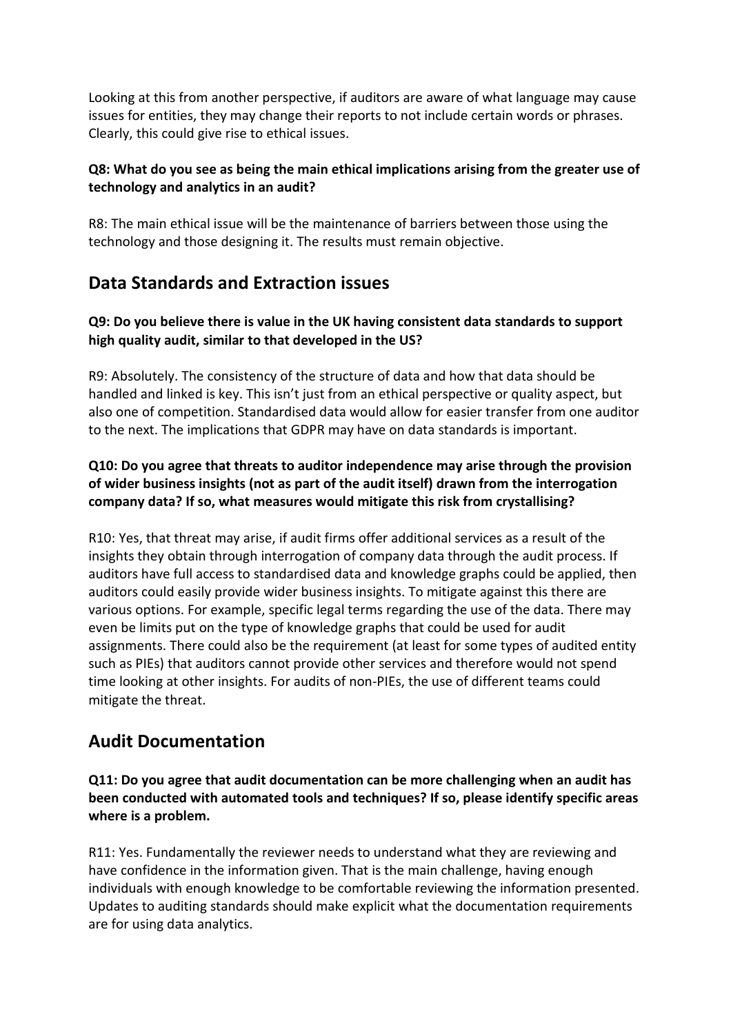Looking at this from another perspective, if auditors are aware of what language may cause issues for entities, they may change their reports to not include certain words or phrases. Clearly, this could give rise to ethical issues.

**Q8: What do you see as being the main ethical implications arising from the greater use of technology and analytics in an audit?**

R8: The main ethical issue will be the maintenance of barriers between those using the technology and those designing it. The results must remain objective.

## Data Standards and Extraction issues

**Q9: Do you believe there is value in the UK having consistent data standards to support high quality audit, similar to that developed in the US?**

R9: Absolutely. The consistency of the structure of data and how that data should be handled and linked is key. This isn't just from an ethical perspective or quality aspect, but also one of competition. Standardised data would allow for easier transfer from one auditor to the next. The implications that GDPR may have on data standards is important.

**Q10: Do you agree that threats to auditor independence may arise through the provision of wider business insights (not as part of the audit itself) drawn from the interrogation company data? If so, what measures would mitigate this risk from crystallising?**

R10: Yes, that threat may arise, if audit firms offer additional services as a result of the insights they obtain through interrogation of company data through the audit process. If auditors have full access to standardised data and knowledge graphs could be applied, then auditors could easily provide wider business insights. To mitigate against this there are various options. For example, specific legal terms regarding the use of the data. There may even be limits put on the type of knowledge graphs that could be used for audit assignments. There could also be the requirement (at least for some types of audited entity such as PIEs) that auditors cannot provide other services and therefore would not spend time looking at other insights. For audits of non-PIEs, the use of different teams could mitigate the threat.

## Audit Documentation

**Q11: Do you agree that audit documentation can be more challenging when an audit has been conducted with automated tools and techniques? If so, please identify specific areas where is a problem.**

R11: Yes. Fundamentally the reviewer needs to understand what they are reviewing and have confidence in the information given. That is the main challenge, having enough individuals with enough knowledge to be comfortable reviewing the information presented. Updates to auditing standards should make explicit what the documentation requirements are for using data analytics.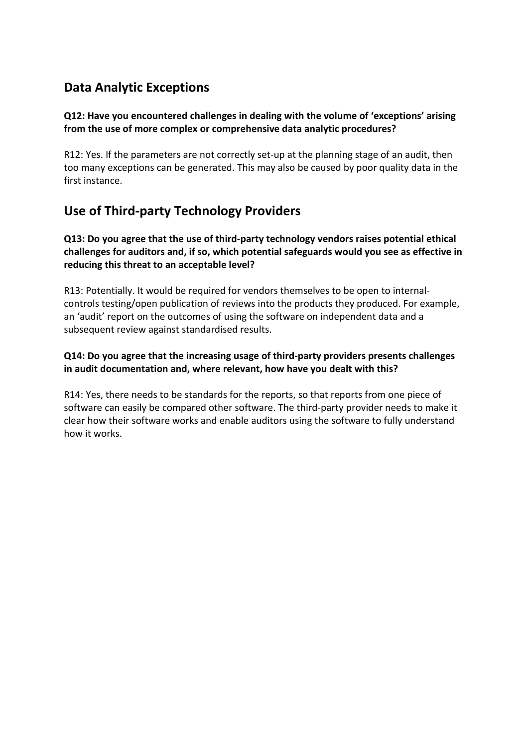## Data Analytic Exceptions

**Q12: Have you encountered challenges in dealing with the volume of 'exceptions' arising from the use of more complex or comprehensive data analytic procedures?**

R12: Yes. If the parameters are not correctly set-up at the planning stage of an audit, then too many exceptions can be generated. This may also be caused by poor quality data in the first instance.

## Use of Third-party Technology Providers

**Q13: Do you agree that the use of third-party technology vendors raises potential ethical challenges for auditors and, if so, which potential safeguards would you see as effective in reducing this threat to an acceptable level?**

R13: Potentially. It would be required for vendors themselves to be open to internal-controls testing/open publication of reviews into the products they produced. For example, an 'audit' report on the outcomes of using the software on independent data and a subsequent review against standardised results.

**Q14: Do you agree that the increasing usage of third-party providers presents challenges in audit documentation and, where relevant, how have you dealt with this?**

R14: Yes, there needs to be standards for the reports, so that reports from one piece of software can easily be compared other software. The third-party provider needs to make it clear how their software works and enable auditors using the software to fully understand how it works.